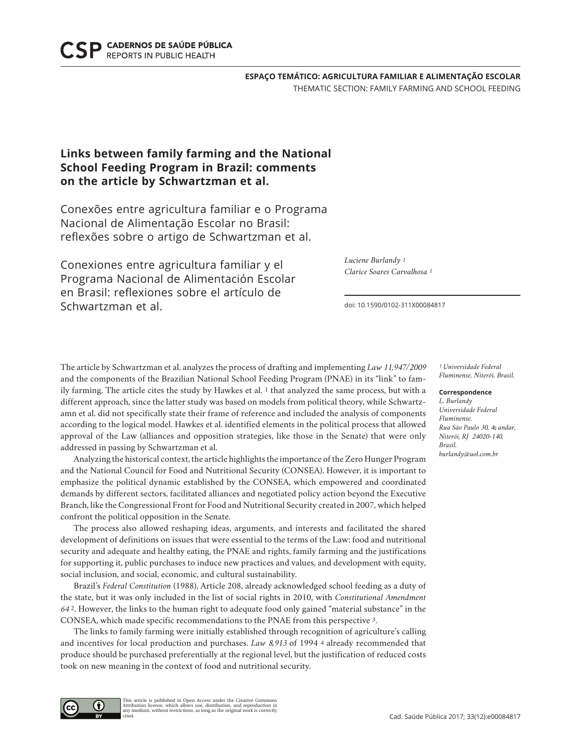**ESPAÇO TEMÁTICO: AGRICULTURA FAMILIAR E ALIMENTAÇÃO ESCOLAR**

THEMATIC SECTION: FAMILY FARMING AND SCHOOL FEEDING

# Links between family farming and the National School Feeding Program in Brazil: comments on the article by Schwartzman et al.

Conexões entre agricultura familiar e o Programa Nacional de Alimentação Escolar no Brasil: reflexões sobre o artigo de Schwartzman et al.

Conexiones entre agricultura familiar y el Programa Nacional de Alimentación Escolar en Brasil: reflexiones sobre el artículo de Schwartzman et al.

*Luciene Burlandy* [1]
*Clarice Soares Carvalhosa* [1]

doi: 10.1590/0102-311X00084817

[1] *Universidade Federal Fluminense, Niterói, Brasil.*

**Correspondence**
*L. Burlandy*
*Universidade Federal Fluminense.*
*Rua São Paulo 30, 4o andar, Niterói, RJ 24020-140, Brasil.*
*burlandy@uol.com.br*

The article by Schwartzman et al. analyzes the process of drafting and implementing *Law 11,947/2009* and the components of the Brazilian National School Feeding Program (PNAE) in its "link" to family farming. The article cites the study by Hawkes et al. [1] that analyzed the same process, but with a different approach, since the latter study was based on models from political theory, while Schwartzamn et al. did not specifically state their frame of reference and included the analysis of components according to the logical model. Hawkes et al. identified elements in the political process that allowed approval of the Law (alliances and opposition strategies, like those in the Senate) that were only addressed in passing by Schwartzman et al.

Analyzing the historical context, the article highlights the importance of the Zero Hunger Program and the National Council for Food and Nutritional Security (CONSEA). However, it is important to emphasize the political dynamic established by the CONSEA, which empowered and coordinated demands by different sectors, facilitated alliances and negotiated policy action beyond the Executive Branch, like the Congressional Front for Food and Nutritional Security created in 2007, which helped confront the political opposition in the Senate.

The process also allowed reshaping ideas, arguments, and interests and facilitated the shared development of definitions on issues that were essential to the terms of the Law: food and nutritional security and adequate and healthy eating, the PNAE and rights, family farming and the justifications for supporting it, public purchases to induce new practices and values, and development with equity, social inclusion, and social, economic, and cultural sustainability.

Brazil's *Federal Constitution* (1988), Article 208, already acknowledged school feeding as a duty of the state, but it was only included in the list of social rights in 2010, with *Constitutional Amendment 64* [2]. However, the links to the human right to adequate food only gained "material substance" in the CONSEA, which made specific recommendations to the PNAE from this perspective [3].

The links to family farming were initially established through recognition of agriculture's calling and incentives for local production and purchases. *Law 8,913* of 1994 [4] already recommended that produce should be purchased preferentially at the regional level, but the justification of reduced costs took on new meaning in the context of food and nutritional security.

This article is published in Open Access under the Creative Commons Attribution license, which allows use, distribution, and reproduction in any medium, without restrictions, as long as the original work is correctly cited.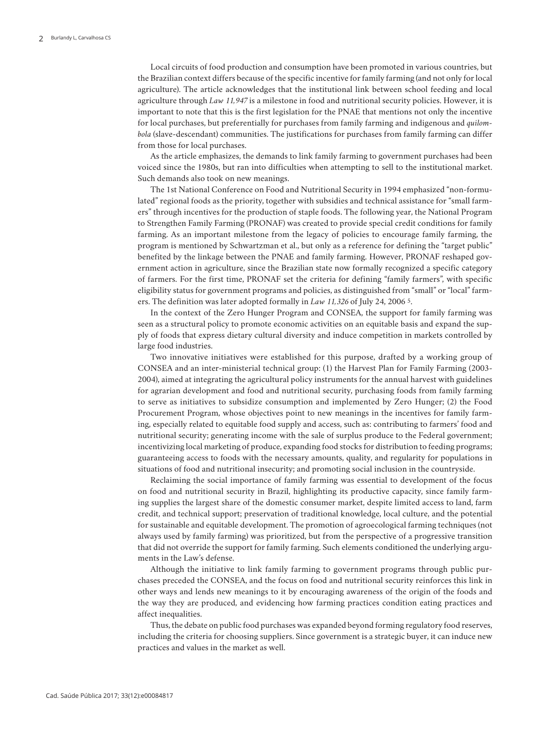Local circuits of food production and consumption have been promoted in various countries, but the Brazilian context differs because of the specific incentive for family farming (and not only for local agriculture). The article acknowledges that the institutional link between school feeding and local agriculture through *Law 11,947* is a milestone in food and nutritional security policies. However, it is important to note that this is the first legislation for the PNAE that mentions not only the incentive for local purchases, but preferentially for purchases from family farming and indigenous and *quilombola* (slave-descendant) communities. The justifications for purchases from family farming can differ from those for local purchases.

As the article emphasizes, the demands to link family farming to government purchases had been voiced since the 1980s, but ran into difficulties when attempting to sell to the institutional market. Such demands also took on new meanings.

The 1st National Conference on Food and Nutritional Security in 1994 emphasized "non-formulated" regional foods as the priority, together with subsidies and technical assistance for "small farmers" through incentives for the production of staple foods. The following year, the National Program to Strengthen Family Farming (PRONAF) was created to provide special credit conditions for family farming. As an important milestone from the legacy of policies to encourage family farming, the program is mentioned by Schwartzman et al., but only as a reference for defining the "target public" benefited by the linkage between the PNAE and family farming. However, PRONAF reshaped government action in agriculture, since the Brazilian state now formally recognized a specific category of farmers. For the first time, PRONAF set the criteria for defining "family farmers", with specific eligibility status for government programs and policies, as distinguished from "small" or "local" farmers. The definition was later adopted formally in *Law 11,326* of July 24, 2006 [5].

In the context of the Zero Hunger Program and CONSEA, the support for family farming was seen as a structural policy to promote economic activities on an equitable basis and expand the supply of foods that express dietary cultural diversity and induce competition in markets controlled by large food industries.

Two innovative initiatives were established for this purpose, drafted by a working group of CONSEA and an inter-ministerial technical group: (1) the Harvest Plan for Family Farming (2003-2004), aimed at integrating the agricultural policy instruments for the annual harvest with guidelines for agrarian development and food and nutritional security, purchasing foods from family farming to serve as initiatives to subsidize consumption and implemented by Zero Hunger; (2) the Food Procurement Program, whose objectives point to new meanings in the incentives for family farming, especially related to equitable food supply and access, such as: contributing to farmers' food and nutritional security; generating income with the sale of surplus produce to the Federal government; incentivizing local marketing of produce, expanding food stocks for distribution to feeding programs; guaranteeing access to foods with the necessary amounts, quality, and regularity for populations in situations of food and nutritional insecurity; and promoting social inclusion in the countryside.

Reclaiming the social importance of family farming was essential to development of the focus on food and nutritional security in Brazil, highlighting its productive capacity, since family farming supplies the largest share of the domestic consumer market, despite limited access to land, farm credit, and technical support; preservation of traditional knowledge, local culture, and the potential for sustainable and equitable development. The promotion of agroecological farming techniques (not always used by family farming) was prioritized, but from the perspective of a progressive transition that did not override the support for family farming. Such elements conditioned the underlying arguments in the Law's defense.

Although the initiative to link family farming to government programs through public purchases preceded the CONSEA, and the focus on food and nutritional security reinforces this link in other ways and lends new meanings to it by encouraging awareness of the origin of the foods and the way they are produced, and evidencing how farming practices condition eating practices and affect inequalities.

Thus, the debate on public food purchases was expanded beyond forming regulatory food reserves, including the criteria for choosing suppliers. Since government is a strategic buyer, it can induce new practices and values in the market as well.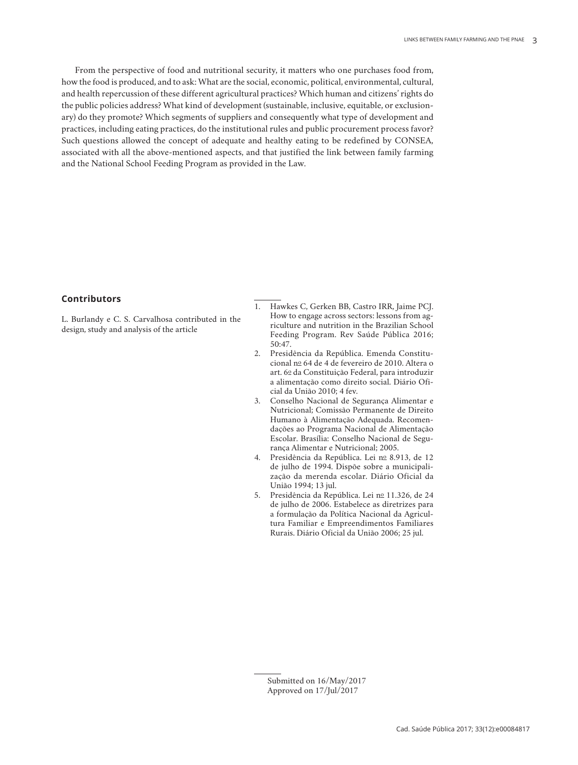From the perspective of food and nutritional security, it matters who one purchases food from, how the food is produced, and to ask: What are the social, economic, political, environmental, cultural, and health repercussion of these different agricultural practices? Which human and citizens' rights do the public policies address? What kind of development (sustainable, inclusive, equitable, or exclusionary) do they promote? Which segments of suppliers and consequently what type of development and practices, including eating practices, do the institutional rules and public procurement process favor? Such questions allowed the concept of adequate and healthy eating to be redefined by CONSEA, associated with all the above-mentioned aspects, and that justified the link between family farming and the National School Feeding Program as provided in the Law.

## Contributors

L. Burlandy e C. S. Carvalhosa contributed in the design, study and analysis of the article

1. Hawkes C, Gerken BB, Castro IRR, Jaime PCJ. How to engage across sectors: lessons from agriculture and nutrition in the Brazilian School Feeding Program. Rev Saúde Pública 2016; 50:47.
2. Presidência da República. Emenda Constitucional nº 64 de 4 de fevereiro de 2010. Altera o art. 6º da Constituição Federal, para introduzir a alimentação como direito social. Diário Oficial da União 2010; 4 fev.
3. Conselho Nacional de Segurança Alimentar e Nutricional; Comissão Permanente de Direito Humano à Alimentação Adequada. Recomendações ao Programa Nacional de Alimentação Escolar. Brasília: Conselho Nacional de Segurança Alimentar e Nutricional; 2005.
4. Presidência da República. Lei nº 8.913, de 12 de julho de 1994. Dispõe sobre a municipalização da merenda escolar. Diário Oficial da União 1994; 13 jul.
5. Presidência da República. Lei nº 11.326, de 24 de julho de 2006. Estabelece as diretrizes para a formulação da Política Nacional da Agricultura Familiar e Empreendimentos Familiares Rurais. Diário Oficial da União 2006; 25 jul.

Submitted on 16/May/2017
Approved on 17/Jul/2017